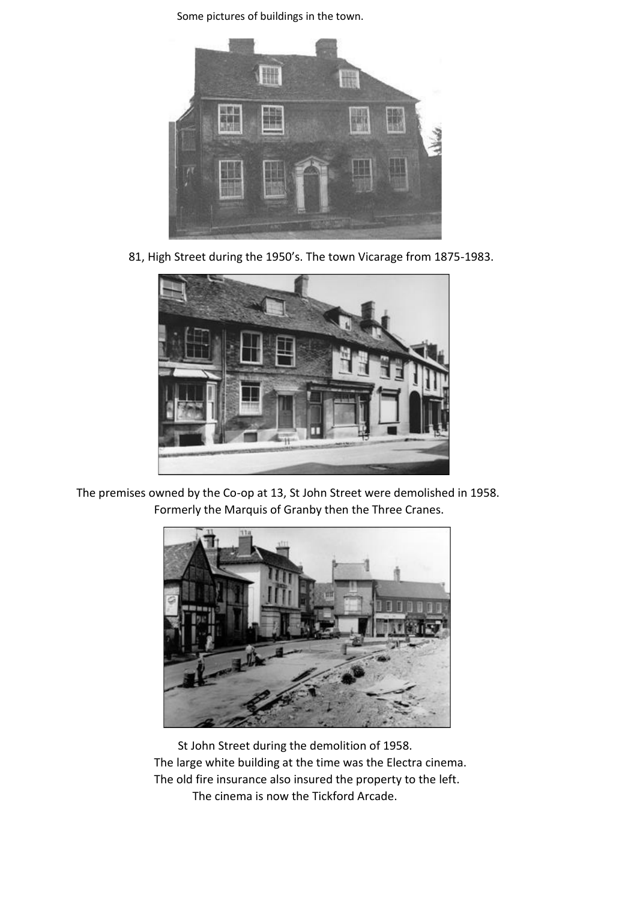Some pictures of buildings in the town.

81, High Street during the 1950's. The town Vicarage from 1875-1983.

The premises owned by the Co-op at 13, St John Street were demolished in 1958.
Formerly the Marquis of Granby then the Three Cranes.

St John Street during the demolition of 1958.
The large white building at the time was the Electra cinema.
The old fire insurance also insured the property to the left.
The cinema is now the Tickford Arcade.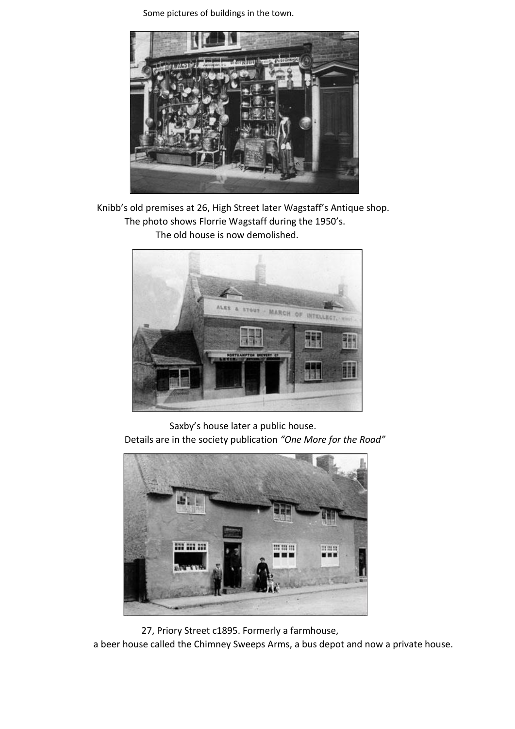Some pictures of buildings in the town.

Knibb's old premises at 26, High Street later Wagstaff's Antique shop.
The photo shows Florrie Wagstaff during the 1950's.
The old house is now demolished.

Saxby's house later a public house.
Details are in the society publication *"One More for the Road"*

27, Priory Street c1895. Formerly a farmhouse,
a beer house called the Chimney Sweeps Arms, a bus depot and now a private house.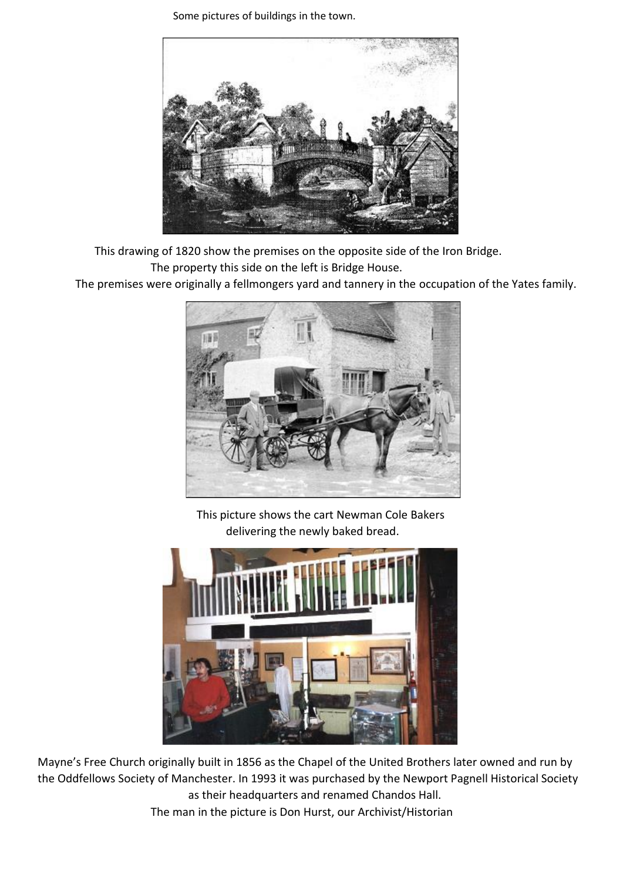Some pictures of buildings in the town.

This drawing of 1820 show the premises on the opposite side of the Iron Bridge.
The property this side on the left is Bridge House.
The premises were originally a fellmongers yard and tannery in the occupation of the Yates family.

This picture shows the cart Newman Cole Bakers
delivering the newly baked bread.

Mayne's Free Church originally built in 1856 as the Chapel of the United Brothers later owned and run by the Oddfellows Society of Manchester. In 1993 it was purchased by the Newport Pagnell Historical Society as their headquarters and renamed Chandos Hall.
The man in the picture is Don Hurst, our Archivist/Historian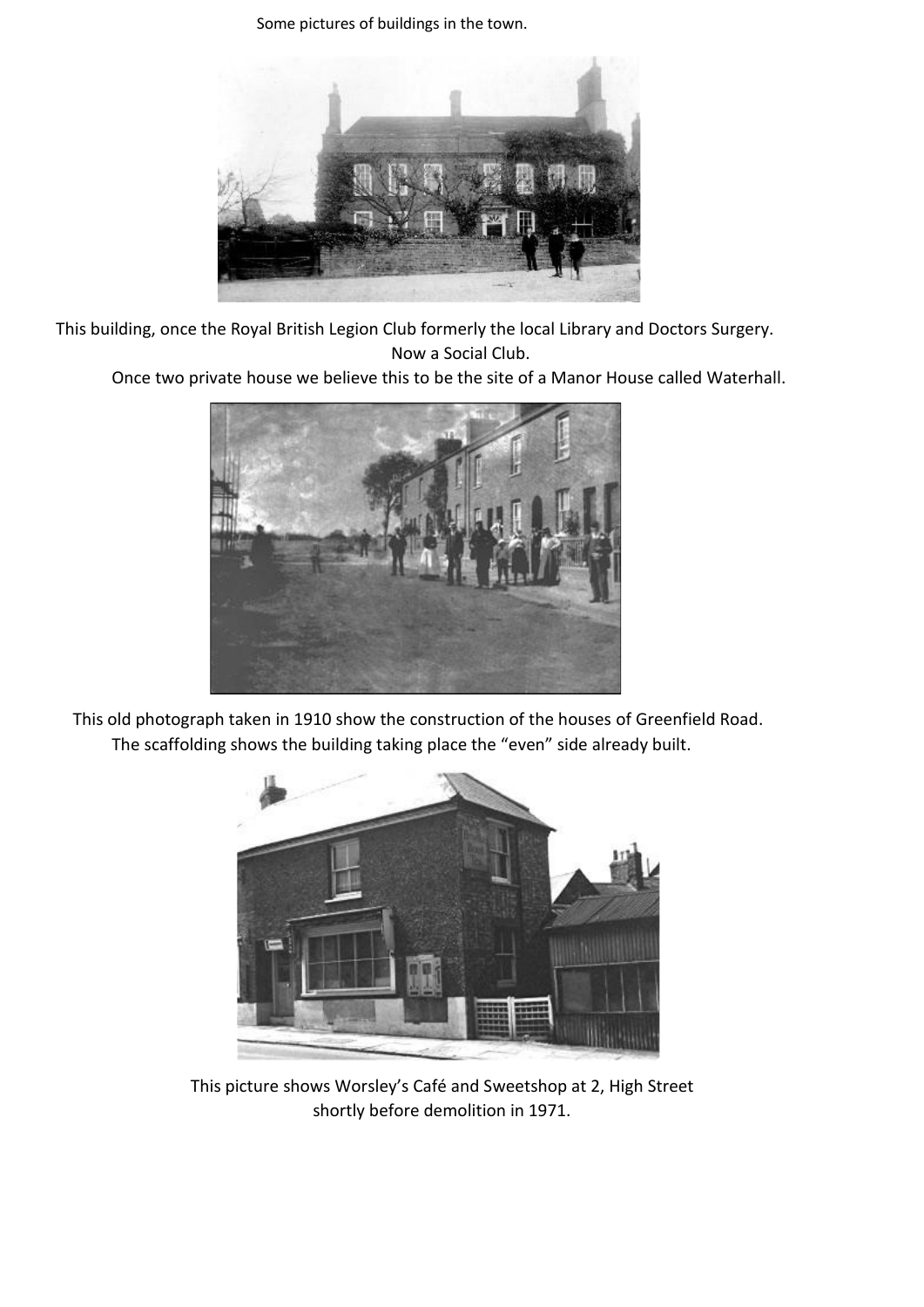Some pictures of buildings in the town.

This building, once the Royal British Legion Club formerly the local Library and Doctors Surgery.
Now a Social Club.
Once two private house we believe this to be the site of a Manor House called Waterhall.

This old photograph taken in 1910 show the construction of the houses of Greenfield Road.
The scaffolding shows the building taking place the "even" side already built.

This picture shows Worsley's Café and Sweetshop at 2, High Street
shortly before demolition in 1971.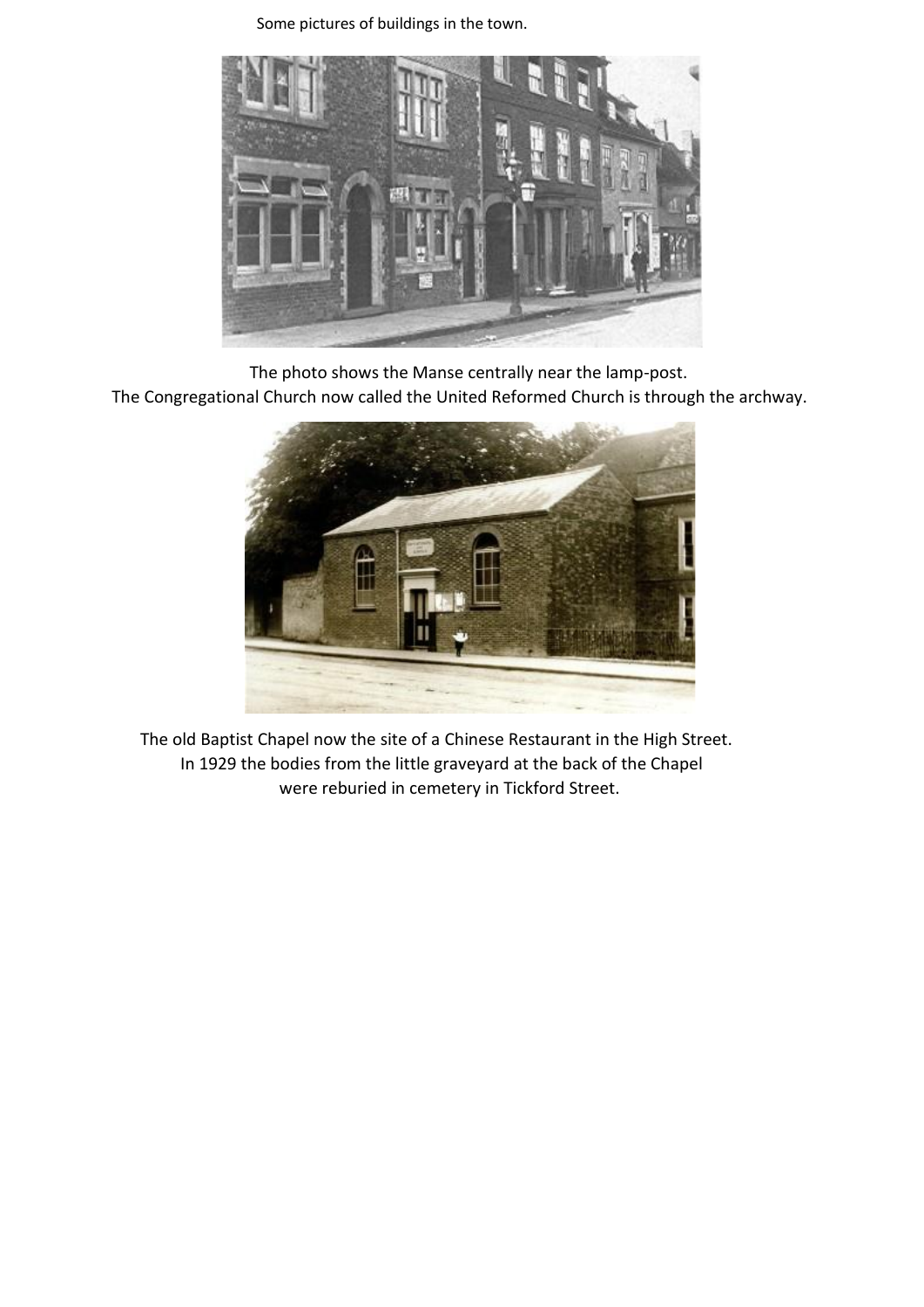Some pictures of buildings in the town.

The photo shows the Manse centrally near the lamp-post.
The Congregational Church now called the United Reformed Church is through the archway.

The old Baptist Chapel now the site of a Chinese Restaurant in the High Street.
In 1929 the bodies from the little graveyard at the back of the Chapel
were reburied in cemetery in Tickford Street.